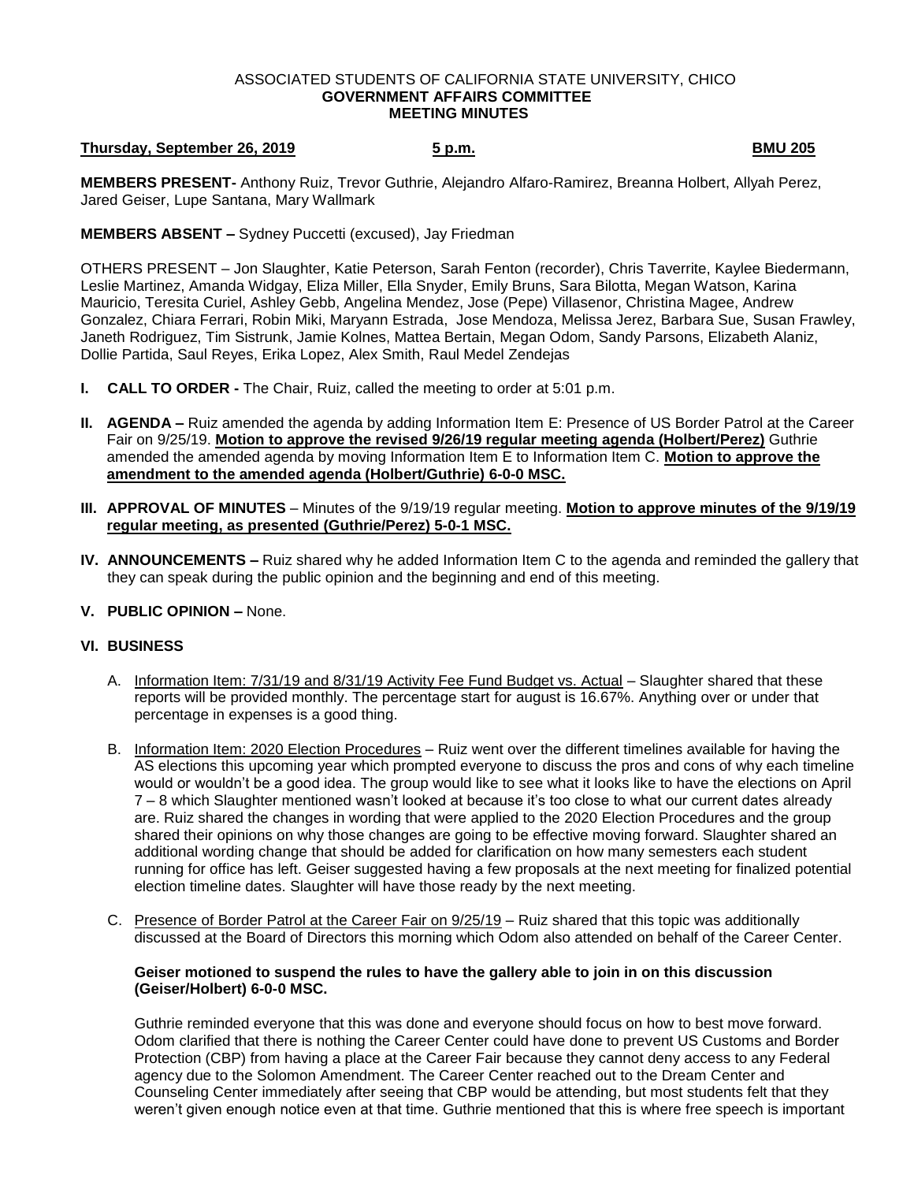ASSOCIATED STUDENTS OF CALIFORNIA STATE UNIVERSITY, CHICO
**GOVERNMENT AFFAIRS COMMITTEE**
**MEETING MINUTES**

**Thursday, September 26, 2019** **5 p.m.** **BMU 205**

**MEMBERS PRESENT-** Anthony Ruiz, Trevor Guthrie, Alejandro Alfaro-Ramirez, Breanna Holbert, Allyah Perez, Jared Geiser, Lupe Santana, Mary Wallmark

**MEMBERS ABSENT –** Sydney Puccetti (excused), Jay Friedman

OTHERS PRESENT – Jon Slaughter, Katie Peterson, Sarah Fenton (recorder), Chris Taverrite, Kaylee Biedermann, Leslie Martinez, Amanda Widgay, Eliza Miller, Ella Snyder, Emily Bruns, Sara Bilotta, Megan Watson, Karina Mauricio, Teresita Curiel, Ashley Gebb, Angelina Mendez, Jose (Pepe) Villasenor, Christina Magee, Andrew Gonzalez, Chiara Ferrari, Robin Miki, Maryann Estrada, Jose Mendoza, Melissa Jerez, Barbara Sue, Susan Frawley, Janeth Rodriguez, Tim Sistrunk, Jamie Kolnes, Mattea Bertain, Megan Odom, Sandy Parsons, Elizabeth Alaniz, Dollie Partida, Saul Reyes, Erika Lopez, Alex Smith, Raul Medel Zendejas

**I. CALL TO ORDER -** The Chair, Ruiz, called the meeting to order at 5:01 p.m.

**II. AGENDA –** Ruiz amended the agenda by adding Information Item E: Presence of US Border Patrol at the Career Fair on 9/25/19. **Motion to approve the revised 9/26/19 regular meeting agenda (Holbert/Perez)** Guthrie amended the amended agenda by moving Information Item E to Information Item C. **Motion to approve the amendment to the amended agenda (Holbert/Guthrie) 6-0-0 MSC.**

**III. APPROVAL OF MINUTES** – Minutes of the 9/19/19 regular meeting. **Motion to approve minutes of the 9/19/19 regular meeting, as presented (Guthrie/Perez) 5-0-1 MSC.**

**IV. ANNOUNCEMENTS –** Ruiz shared why he added Information Item C to the agenda and reminded the gallery that they can speak during the public opinion and the beginning and end of this meeting.

**V. PUBLIC OPINION –** None.

**VI. BUSINESS**

A. Information Item: 7/31/19 and 8/31/19 Activity Fee Fund Budget vs. Actual – Slaughter shared that these reports will be provided monthly. The percentage start for august is 16.67%. Anything over or under that percentage in expenses is a good thing.

B. Information Item: 2020 Election Procedures – Ruiz went over the different timelines available for having the AS elections this upcoming year which prompted everyone to discuss the pros and cons of why each timeline would or wouldn't be a good idea. The group would like to see what it looks like to have the elections on April 7 – 8 which Slaughter mentioned wasn't looked at because it's too close to what our current dates already are. Ruiz shared the changes in wording that were applied to the 2020 Election Procedures and the group shared their opinions on why those changes are going to be effective moving forward. Slaughter shared an additional wording change that should be added for clarification on how many semesters each student running for office has left. Geiser suggested having a few proposals at the next meeting for finalized potential election timeline dates. Slaughter will have those ready by the next meeting.

C. Presence of Border Patrol at the Career Fair on 9/25/19 – Ruiz shared that this topic was additionally discussed at the Board of Directors this morning which Odom also attended on behalf of the Career Center.

**Geiser motioned to suspend the rules to have the gallery able to join in on this discussion (Geiser/Holbert) 6-0-0 MSC.**

Guthrie reminded everyone that this was done and everyone should focus on how to best move forward. Odom clarified that there is nothing the Career Center could have done to prevent US Customs and Border Protection (CBP) from having a place at the Career Fair because they cannot deny access to any Federal agency due to the Solomon Amendment. The Career Center reached out to the Dream Center and Counseling Center immediately after seeing that CBP would be attending, but most students felt that they weren't given enough notice even at that time. Guthrie mentioned that this is where free speech is important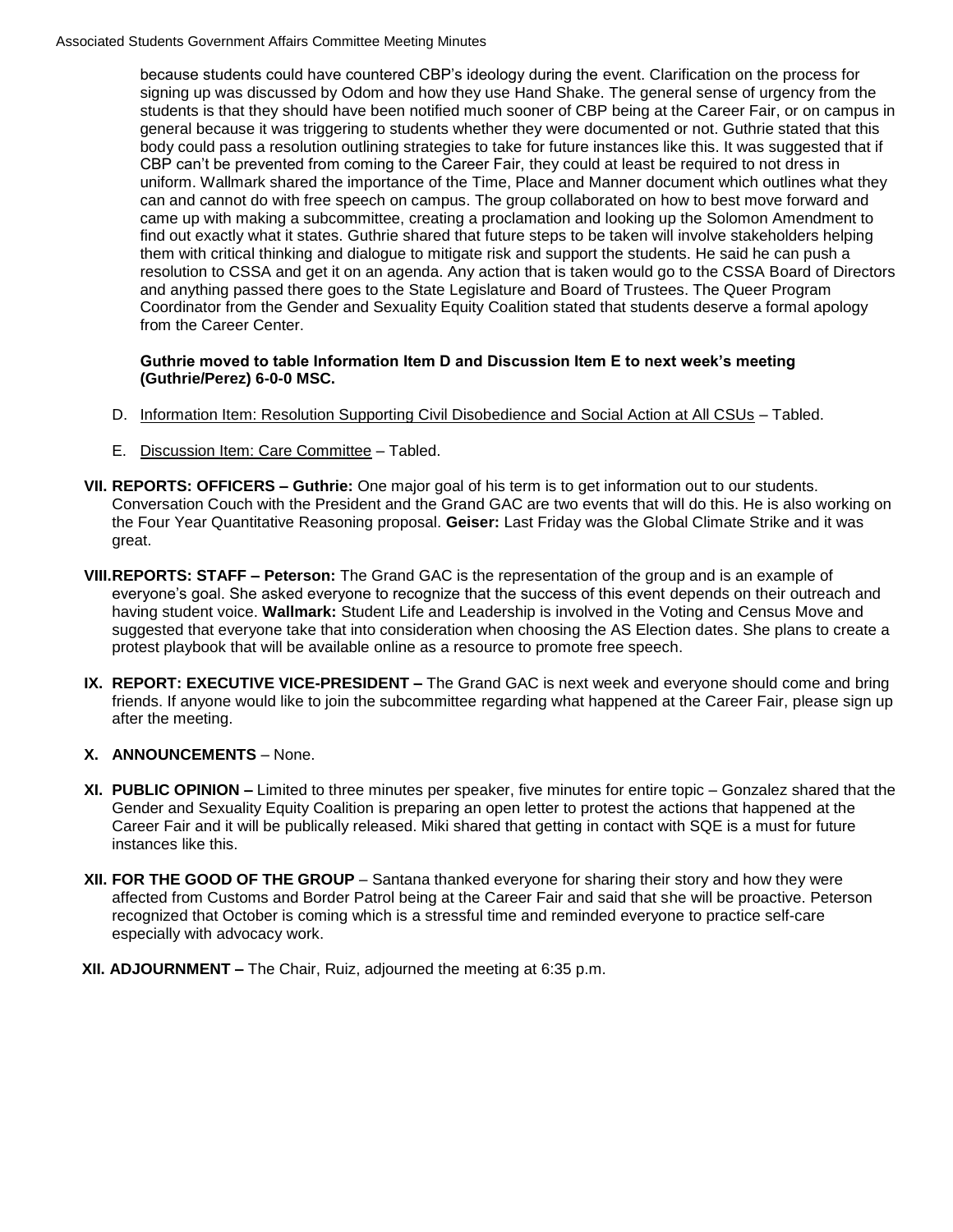because students could have countered CBP's ideology during the event. Clarification on the process for signing up was discussed by Odom and how they use Hand Shake. The general sense of urgency from the students is that they should have been notified much sooner of CBP being at the Career Fair, or on campus in general because it was triggering to students whether they were documented or not. Guthrie stated that this body could pass a resolution outlining strategies to take for future instances like this. It was suggested that if CBP can't be prevented from coming to the Career Fair, they could at least be required to not dress in uniform. Wallmark shared the importance of the Time, Place and Manner document which outlines what they can and cannot do with free speech on campus. The group collaborated on how to best move forward and came up with making a subcommittee, creating a proclamation and looking up the Solomon Amendment to find out exactly what it states. Guthrie shared that future steps to be taken will involve stakeholders helping them with critical thinking and dialogue to mitigate risk and support the students. He said he can push a resolution to CSSA and get it on an agenda. Any action that is taken would go to the CSSA Board of Directors and anything passed there goes to the State Legislature and Board of Trustees. The Queer Program Coordinator from the Gender and Sexuality Equity Coalition stated that students deserve a formal apology from the Career Center.

**Guthrie moved to table Information Item D and Discussion Item E to next week's meeting (Guthrie/Perez) 6-0-0 MSC.**

D. Information Item: Resolution Supporting Civil Disobedience and Social Action at All CSUs – Tabled.

E. Discussion Item: Care Committee – Tabled.

**VII. REPORTS: OFFICERS – Guthrie:** One major goal of his term is to get information out to our students. Conversation Couch with the President and the Grand GAC are two events that will do this. He is also working on the Four Year Quantitative Reasoning proposal. **Geiser:** Last Friday was the Global Climate Strike and it was great.

**VIII. REPORTS: STAFF – Peterson:** The Grand GAC is the representation of the group and is an example of everyone's goal. She asked everyone to recognize that the success of this event depends on their outreach and having student voice. **Wallmark:** Student Life and Leadership is involved in the Voting and Census Move and suggested that everyone take that into consideration when choosing the AS Election dates. She plans to create a protest playbook that will be available online as a resource to promote free speech.

**IX. REPORT: EXECUTIVE VICE-PRESIDENT –** The Grand GAC is next week and everyone should come and bring friends. If anyone would like to join the subcommittee regarding what happened at the Career Fair, please sign up after the meeting.

**X. ANNOUNCEMENTS** – None.

**XI. PUBLIC OPINION –** Limited to three minutes per speaker, five minutes for entire topic – Gonzalez shared that the Gender and Sexuality Equity Coalition is preparing an open letter to protest the actions that happened at the Career Fair and it will be publically released. Miki shared that getting in contact with SQE is a must for future instances like this.

**XII. FOR THE GOOD OF THE GROUP** – Santana thanked everyone for sharing their story and how they were affected from Customs and Border Patrol being at the Career Fair and said that she will be proactive. Peterson recognized that October is coming which is a stressful time and reminded everyone to practice self-care especially with advocacy work.

**XII. ADJOURNMENT –** The Chair, Ruiz, adjourned the meeting at 6:35 p.m.